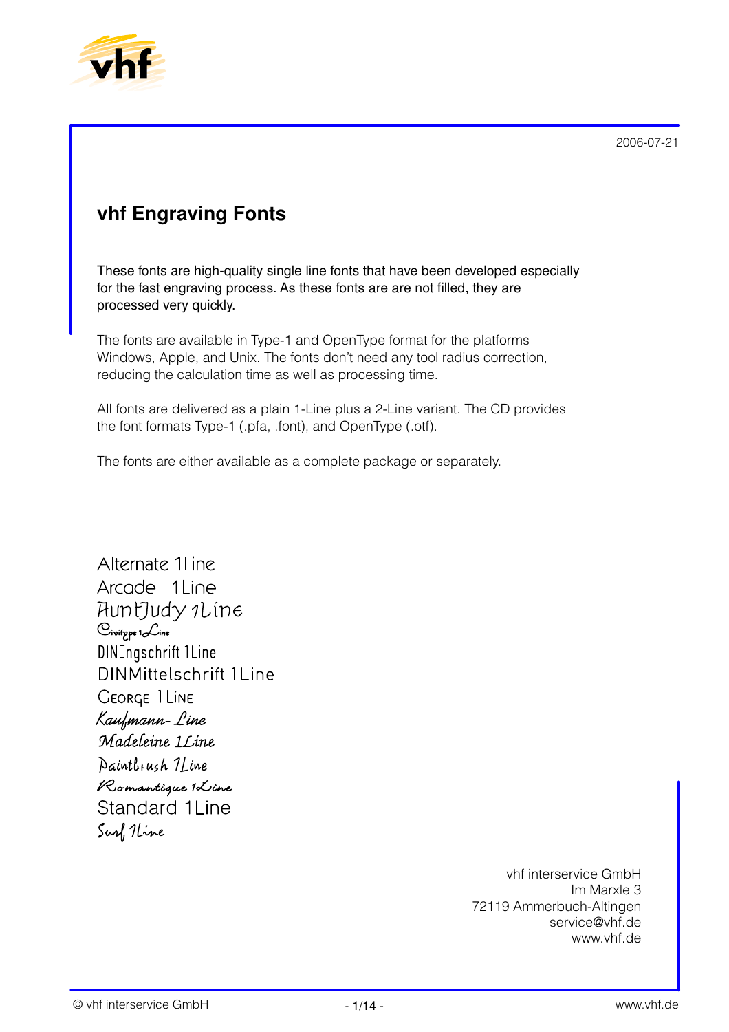2006-07-21

# vhf Engraving Fonts

These fonts are high-quality single line fonts that have been developed especially for the fast engraving process. As these fonts are are not filled, they are processed very quickly.

The fonts are available in Type-1 and OpenType format for the platforms Windows, Apple, and Unix. The fonts don't need any tool radius correction, reducing the calculation time as well as processing time.

All fonts are delivered as a plain 1-Line plus a 2-Line variant. The CD provides the font formats Type-1 (.pfa, .font), and OpenType (.otf).

The fonts are either available as a complete package or separately.

Alternate 1Line
Arcade 1Line
AuntJudy 1Line
Civitype 1Line
DINEngschrift 1Line
DINMittelschrift 1Line
George 1Line
Kaufmann-Line
Madeleine 1Line
Paintbrush 1Line
Romantique 1Line
Standard 1Line
Surf 1Line

vhf interservice GmbH
Im Marxle 3
72119 Ammerbuch-Altingen
service@vhf.de
www.vhf.de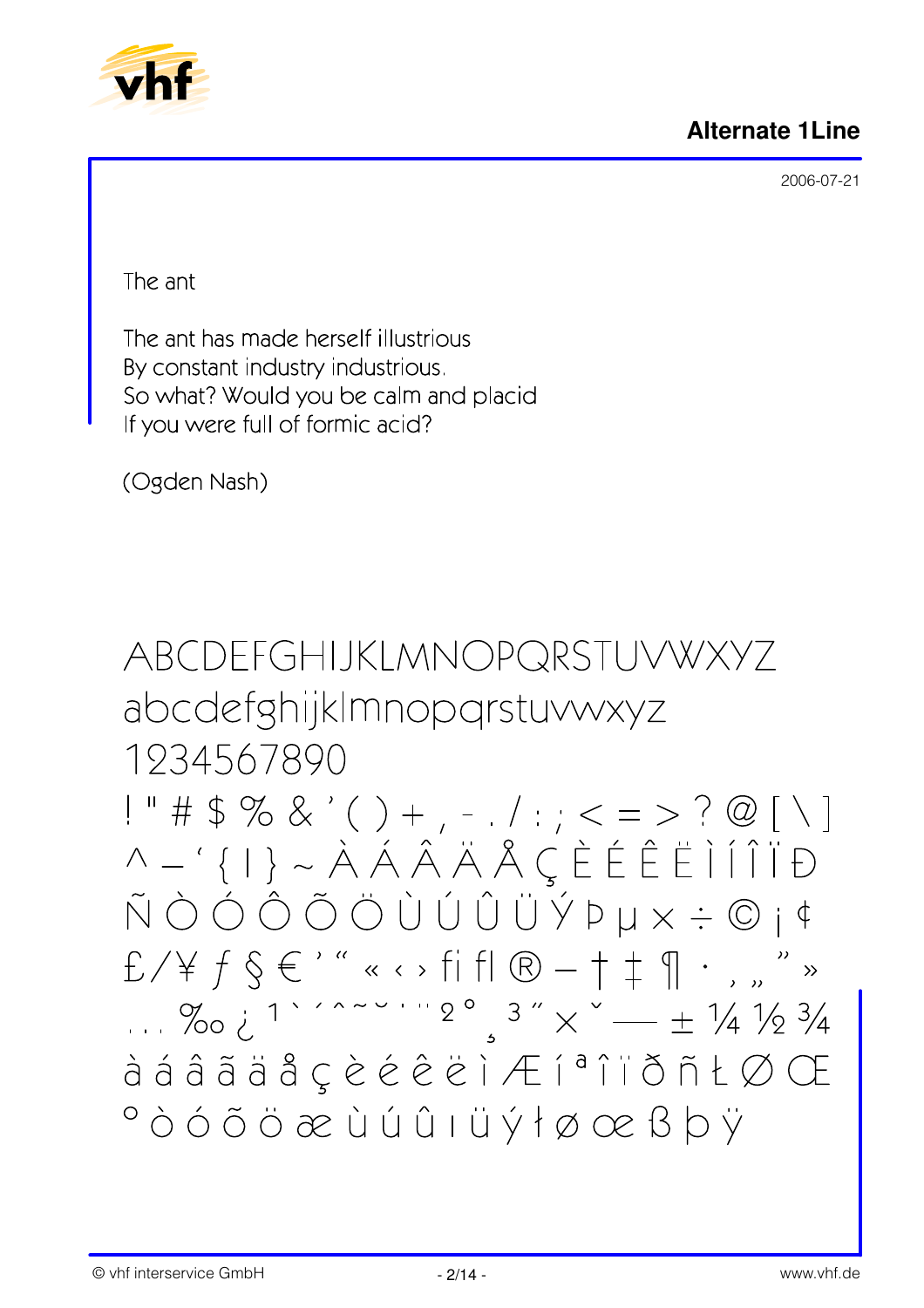**Alternate 1Line**

2006-07-21

The ant

The ant has made herself illustrious
By constant industry industrious.
So what? Would you be calm and placid
If you were full of formic acid?

(Ogden Nash)

ABCDEFGHIJKLMNOPQRSTUVWXYZ
abcdefghijklmnopqrstuvwxyz
1234567890
! " # $ % & ’ ( ) + , - . / : ; < = > ? @ [ \ ]
^ _ ‘ { | } ~ À Á Â Ä Å Ç È É Ê Ë Ì Í Î Ï Ð
Ñ Ò Ó Ô Õ Ö Ù Ú Û Ü Ý Þ µ × ÷ © ¡ ¢
£ / ¥ ƒ § € ’ “ « ‹ › ﬁ ﬂ ® – † ‡ ¶ · ‚ „ ” »
… ‰ ¿ ¹ ` ´ ˆ ˜ ˘ ˙ ¨ ² ° ¸ ³ ˝ × ˇ — ± ¼ ½ ¾
à á â ã ä å ç è é ê ë ì Æ í ª î ï ð ñ Ł Ø Œ
º ò ó õ ö æ ù ú û ı ü ý ł ø œ ß þ ÿ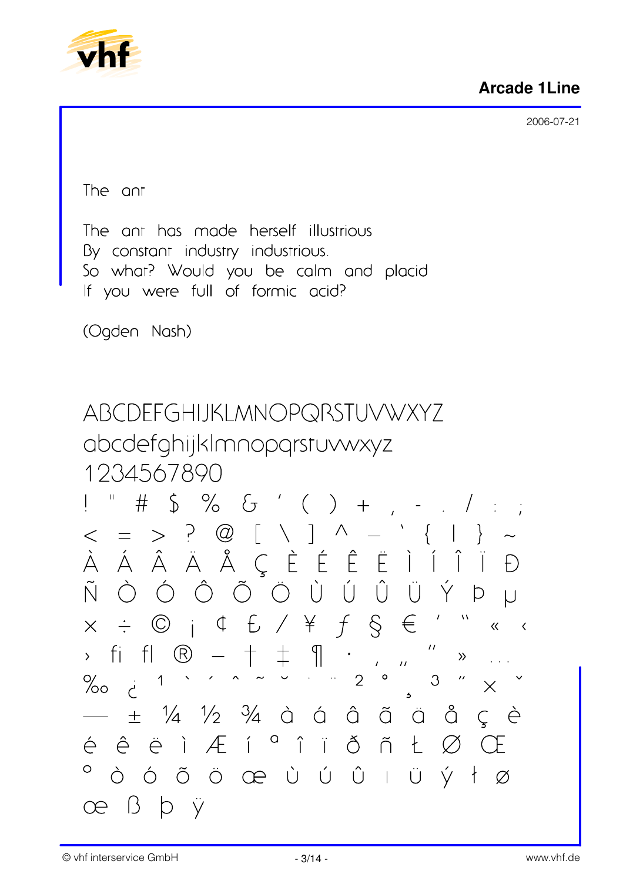**Arcade 1Line**

2006-07-21

The ant

The ant has made herself illustrious
By constant industry industrious.
So what? Would you be calm and placid
If you were full of formic acid?

(Ogden Nash)

ABCDEFGHIJKLMNOPQRSTUVWXYZ
abcdefghijklmnopqrstuvwxyz
1234567890
! " # $ % & ' ( ) + , - . / : ;
< = > ? @ [ \ ] ^ _ ` { | } ~
À Á Â Ä Å Ç È É Ê Ë Ì Í Î Ï Ð
Ñ Ò Ó Ô Õ Ö Ù Ú Û Ü Ý Þ µ
× ÷ © ¡ ¢ £ ⁄ ¥ ƒ § € ' " « ‹
› ﬁ ﬂ ® – † ‡ ¶ · ‚ „ " » …
‰ ¿ ¹ ` ´ ˆ ˜ ˘ ˙ ¨ ² ° ¸ ³ ˝ × ˇ
— ± ¼ ½ ¾ à á â ã ä å ç è
é ê ë ì Æ í ª î ï ð ñ Ł Ø Œ
º ò ó õ ö œ ù ú û ı ü ý ł ø
œ ß þ ÿ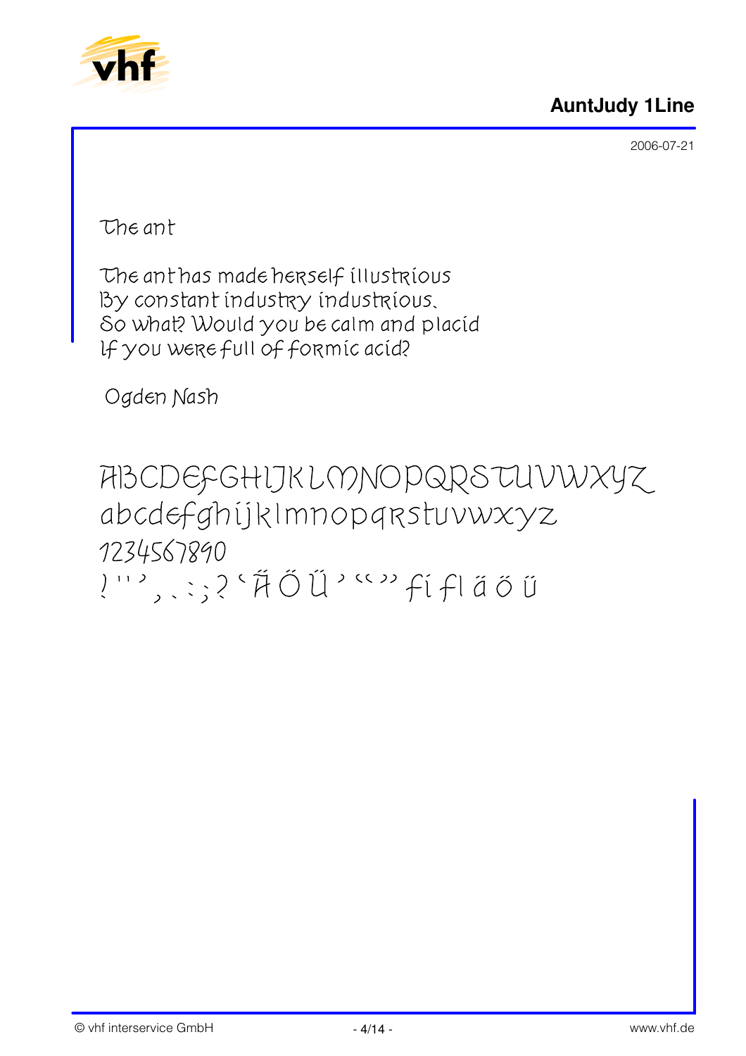## AuntJudy 1Line

2006-07-21

The ant

The ant has made herself illustrious
By constant industry industrious.
So what? Would you be calm and placid
If you were full of formic acid?

Ogden Nash

ABCDEFGHIJKLMNOPQRSTUVWXYZ
abcdefghijklmnopqrstuvwxyz
1234567890
! ' ' ' , . : ; ? ' Ä Ö Ü ' " " fi fl ä ö ü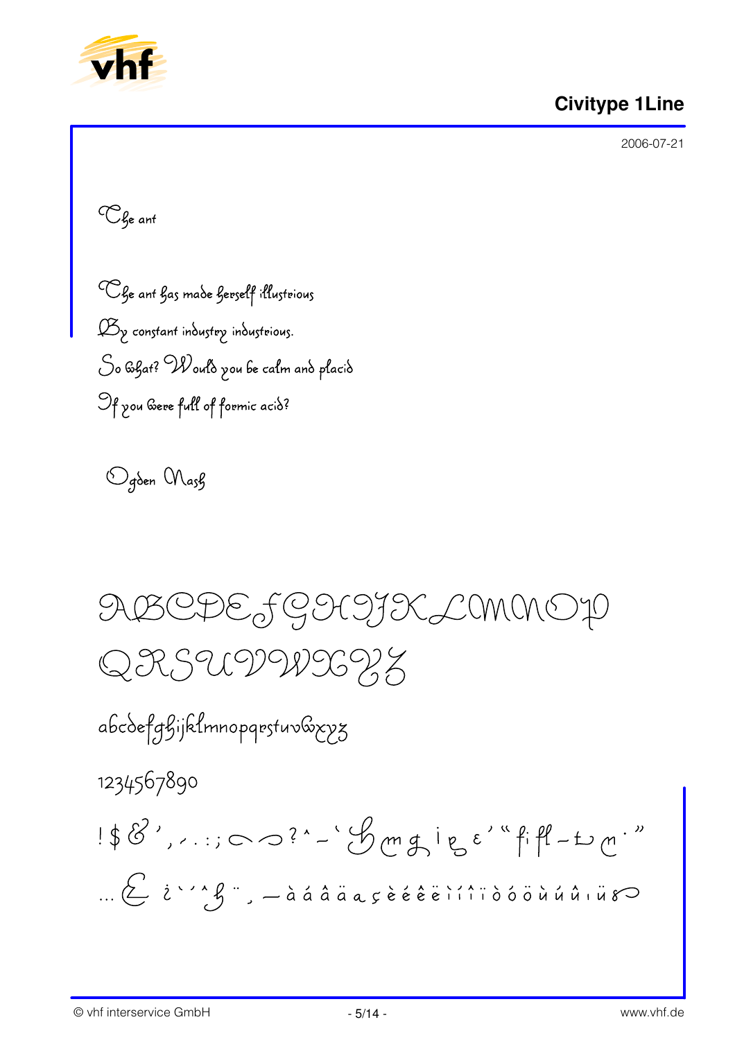# Civitype 1Line

2006-07-21

The ant

The ant has made herself illustrious
By constant industry industrious.
So what? Would you be calm and placid
If you were full of formic acid?

Ogden Nash

ABCDEFGHIJKLMNOP
QRSUVWXYZ

abcdefghijklmnopqrstuvwxyz

1234567890

! $ & ' , . : ; ? ^ - ' " fi fl - ”

… ¿ ` ´ ^ ¨ ¸ — à á â ä ç è é ê ë ì í î ï ò ó ö ù ú û ı ü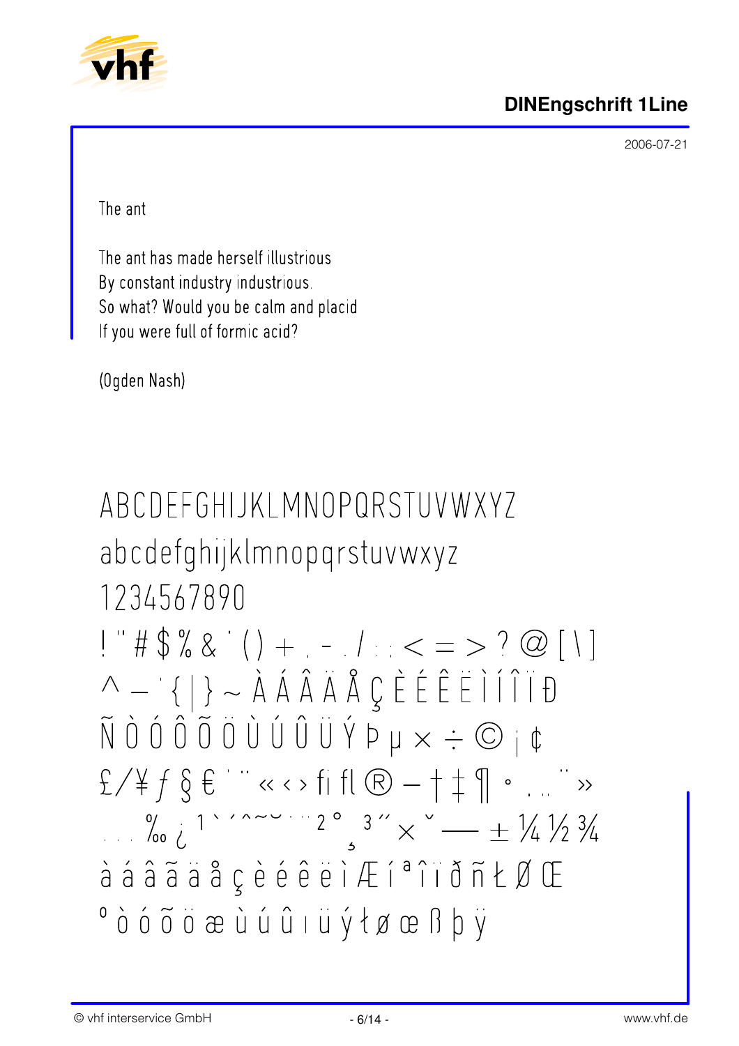**DINEngschrift 1Line**

2006-07-21

The ant

The ant has made herself illustrious
By constant industry industrious.
So what? Would you be calm and placid
If you were full of formic acid?

(Ogden Nash)

ABCDEFGHIJKLMNOPQRSTUVWXYZ
abcdefghijklmnopqrstuvwxyz
1234567890
! " # $ % & ' ( ) + , - . / : ; < = > ? @ [ \ ]
^ _ ` { | } ~ À Á Â Ã Ä Å Ç È É Ê Ë Ì Í Î Ï Ð
Ñ Ò Ó Ô Õ Ö Ù Ú Û Ü Ý Þ µ × ÷ © ¡ ¢
£ ⁄ ¥ ƒ § € ' " « ‹ › ﬁ ﬂ ® – † ‡ ¶ • ‚ „ " »
. . . ‰ ¿ ¹ ` ´ ˆ ˜ ˘ ˙ ¨ ² ˚ ¸ ³ ˝ × ˇ — ± ¼ ½ ¾
à á â ã ä å ç è é ê ë ì Æ í ª î ï ð ñ Ł Ø Œ
º ò ó õ ö æ ù ú û ı ü ý ł ø œ ß þ ÿ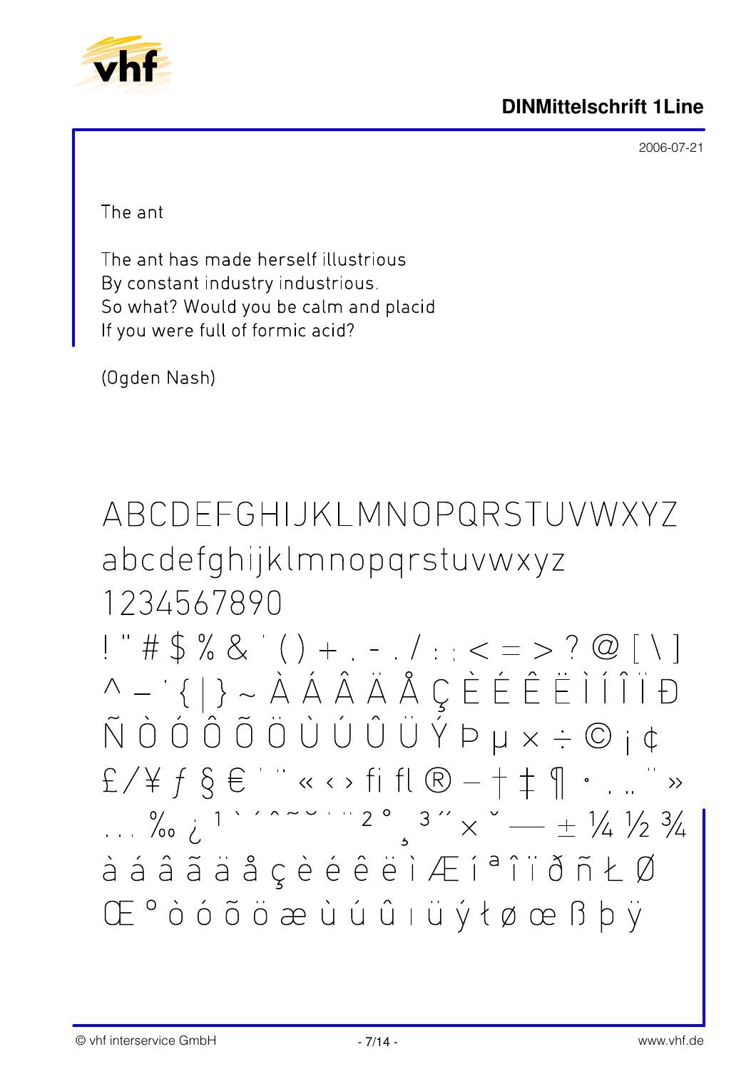# DINMittelschrift 1Line

2006-07-21

The ant

The ant has made herself illustrious
By constant industry industrious.
So what? Would you be calm and placid
If you were full of formic acid?

(Ogden Nash)

ABCDEFGHIJKLMNOPQRSTUVWXYZ
abcdefghijklmnopqrstuvwxyz
1234567890
! " # $ % & ' ( ) + , - . / : ; < = > ? @ [ \ ]
^ _ ` { | } ~ À Á Â Ä Å Ç È É Ê Ë Ì Í Î Ï Đ
Ñ Ò Ó Ô Õ Ö Ù Ú Û Ü Ý Þ µ × ÷ © ¡ ¢
£ / ¥ ƒ § € ' " « ‹ › ﬁ ﬂ ® – † ‡ ¶ · ‚ „ " »
… ‰ ¿ ¹ ` ´ ˆ ˜ ˘ ˙ ¨ ² ° ¸ ³ ˝ × ˇ — ± ¼ ½ ¾
à á â ã ä å ç è é ê ë ì Æ í ª î ï ð ñ Ł Ø
Œ º ò ó õ ö æ ù ú û ı ü ý ł ø œ ß þ ÿ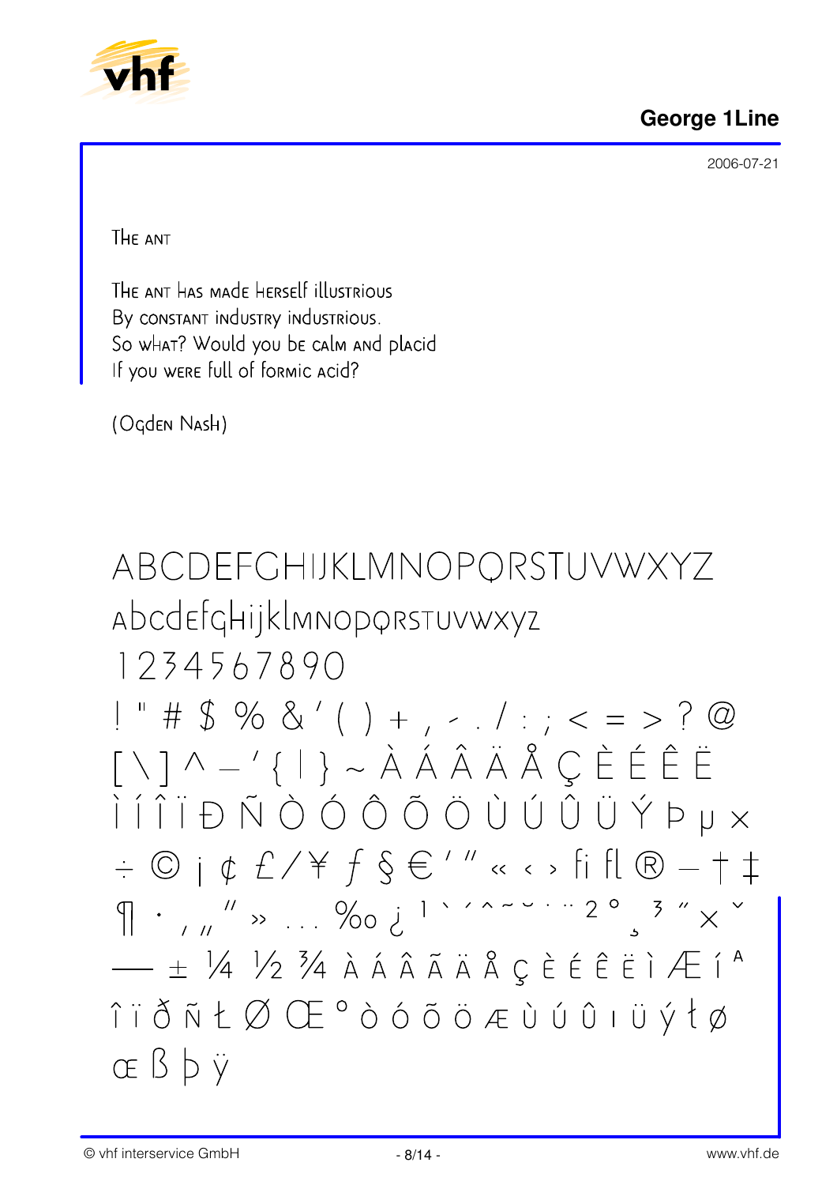## George 1Line

2006-07-21

The ant

The ant has made herself illustrious
By constant industry industrious.
So what? Would you be calm and placid
If you were full of formic acid?

(Ogden Nash)

ABCDEFGHIJKLMNOPQRSTUVWXYZ
abcdefghijklmnopqrstuvwxyz
1234567890
! " # $ % & ' ( ) + , - . / : ; < = > ? @
[ \ ] ^ – ' { | } ~ À Á Â Ã Ä Å Ç È É Ê Ë
Ì Í Î Ï Ð Ñ Ò Ó Ô Õ Ö Ù Ú Û Ü Ý Þ µ ×
÷ © ¡ ¢ £ ⁄ ¥ ƒ § € ' " « ‹ › fi fl ® – † ‡
¶ · ‚ „ " » … ‰ ¿ ¹ ` ´ ˆ ˜ ˘ ˙ ¨ ² ° ¸ ³ ˝ × ˇ
— ± ¼ ½ ¾ à á â ã ä å ç è é ê ë ì Æ í ª
î ï ð ñ ł Ø Œ º ò ó õ ö æ ù ú û ı ü ý ł ø
œ ß þ ÿ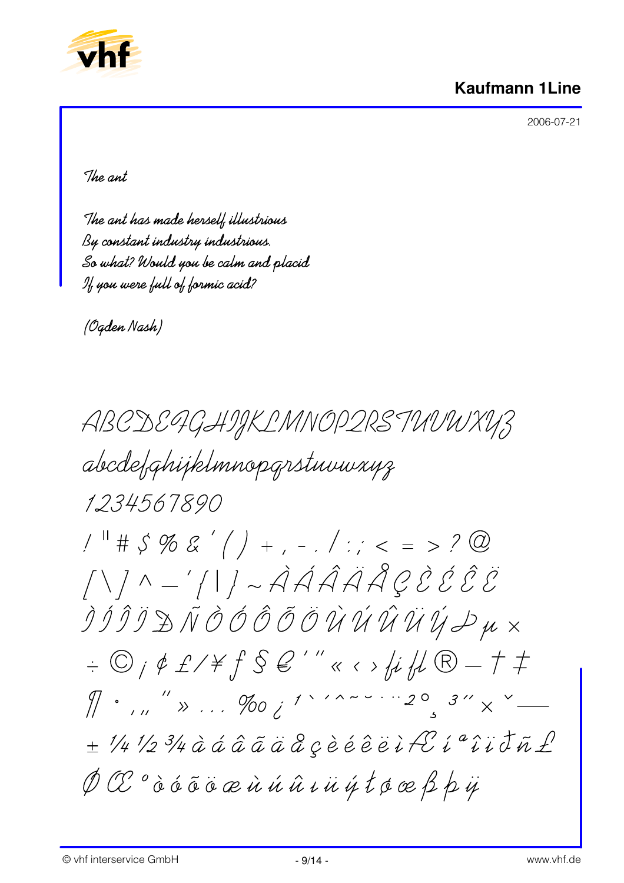## Kaufmann 1Line

2006-07-21

The ant

The ant has made herself illustrious
By constant industry industrious.
So what? Would you be calm and placid
If you were full of formic acid?

(Ogden Nash)

ABCDEFGHIJKLMNOPQRSTUVWXYZ

abcdefghijklmnopqrstuvwxyz

1234567890

! " # $ % & ' ( ) + , - . / : ; < = > ? @

[ \ ] ^ – ' { | } ~ À Á Â Ã Ä Å Ç È É Ê Ë

Ì Í Î Ï Ð Ñ Ò Ó Ô Õ Ö Ù Ú Û Ü Ý Þ µ ×

÷ © ¡ ¢ £ / ¥ ƒ § € ' " « ‹ › ﬁ ﬂ ® – † ‡

¶ · , „ " » … ‰ ¿ ¹ ` ´ ˆ ˜ ˘ ˙ ¨ ² ˚ ¸ ³ ˝ × ˇ —

± ¼ ½ ¾ à á â ã ä å ç è é ê ë ì Æ í ª î ï ð ñ Ł

Ø Œ º ò ó õ ö æ ù ú û ı ü ý þ ø œ ß þ ÿ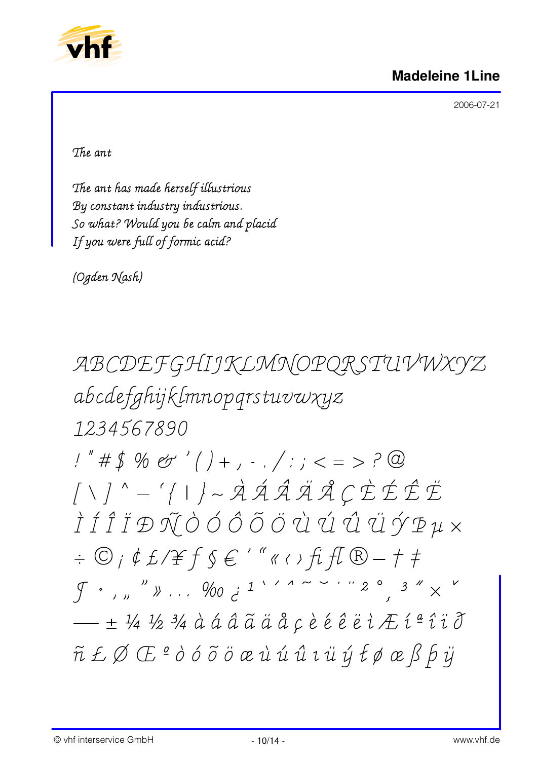## Madeleine 1Line

2006-07-21

*The ant*

*The ant has made herself illustrious*
*By constant industry industrious.*
*So what? Would you be calm and placid*
*If you were full of formic acid?*

*(Ogden Nash)*

ABCDEFGHIJKLMNOPQRSTUVWXYZ
abcdefghijklmnopqrstuvwxyz
1234567890
! " # $ % & ' ( ) + , - . / : ; < = > ? @
[ \ ] ^ – ' { | } ~ À Á Â Ã Ä Å Ç È É Ê Ë
Ì Í Î Ï Đ Ñ Ò Ó Ô Õ Ö Ù Ú Û Ü Ý Þ µ ×
÷ © ¡ ¢ £ / ¥ ƒ § € ' " « ‹ › ﬁ ﬂ ® – † ‡
ℐ · ‚ „ " » … ‰ ¿ ¹ ` ´ ˆ ˜ ˘ ˙ ¨ ² ˚ ¸ ³ ˝ × ˇ
— ± ¼ ½ ¾ à á â ã ä å ç è é ê ë ì Æ í ª î ï ð
ñ Ł Ø Œ º ò ó õ ö œ ù ú û ı ü ý ł ø œ ß þ ÿ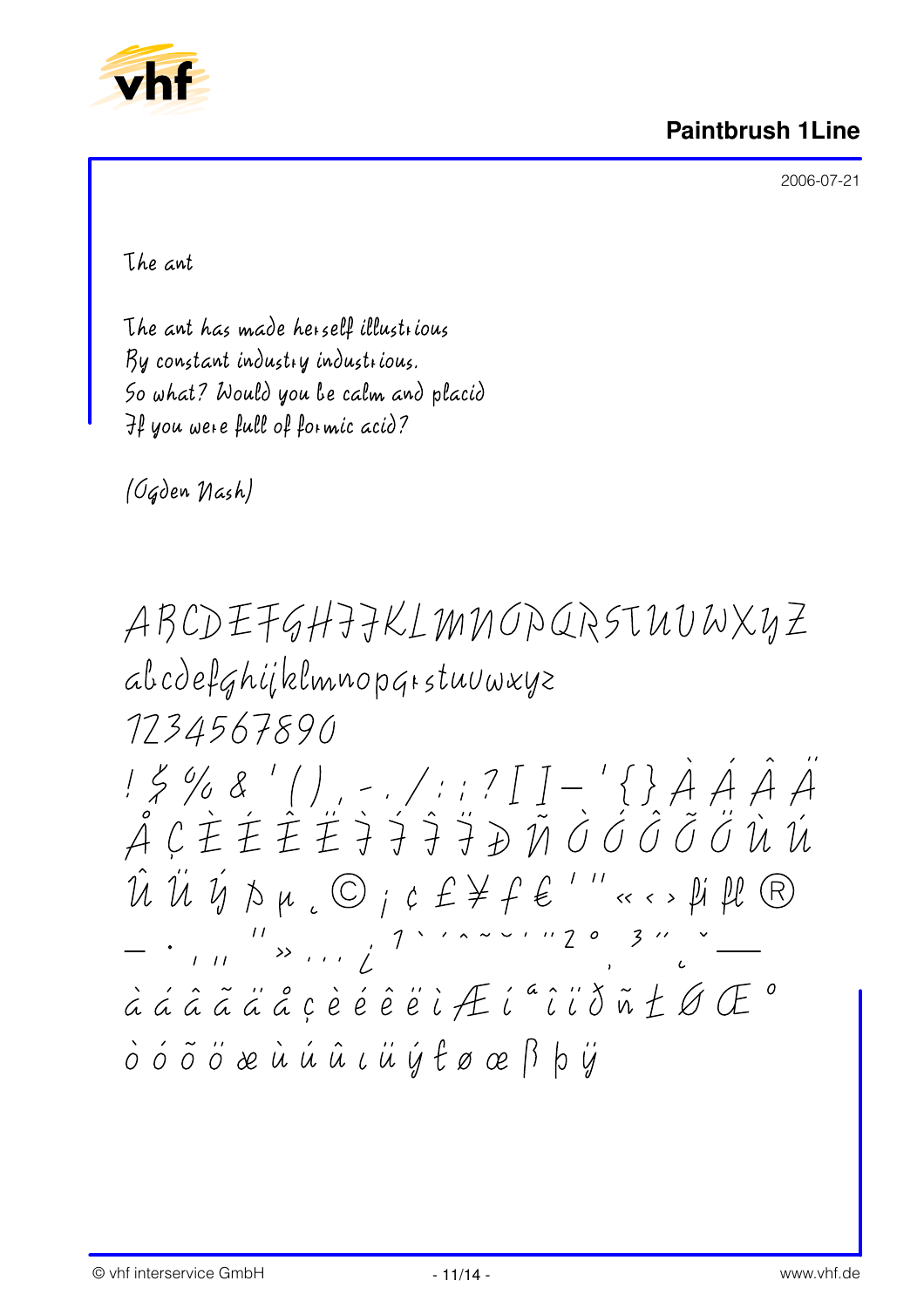## Paintbrush 1Line

2006-07-21

The ant

The ant has made herself illustrious
By constant industry industrious.
So what? Would you be calm and placid
If you were full of formic acid?

(Ogden Nash)

ABCDEFGHIJKLMNOPQRSTUVWXYZ
abcdefghijklmnopqrstuvwxyz
1234567890
! $ % & ' ( ) , - . / : ; ? [ ] – ' { } À Á Â Ä
Å Ç È É Ê Ë Ì Í Î Ï Đ Ñ Ò Ó Ô Õ Ö Ù Ú
Û Ü Ý Þ µ ¸ © ¡ ¢ £ ¥ ƒ € ' " « ‹ › ﬁ ﬂ ®
— · ‚ „ " » … ¿ ¹ ` ´ ˆ ˜ ¯ ˘ ˝ ² ° ˛ ³ ˝ ˇ ‗
à á â ã ä å ç è é ê ë ì Æ í ª î ï ð ñ ± Ø Œ º
ò ó õ ö æ ù ú û ı ü ý ŀ ø œ ß þ ÿ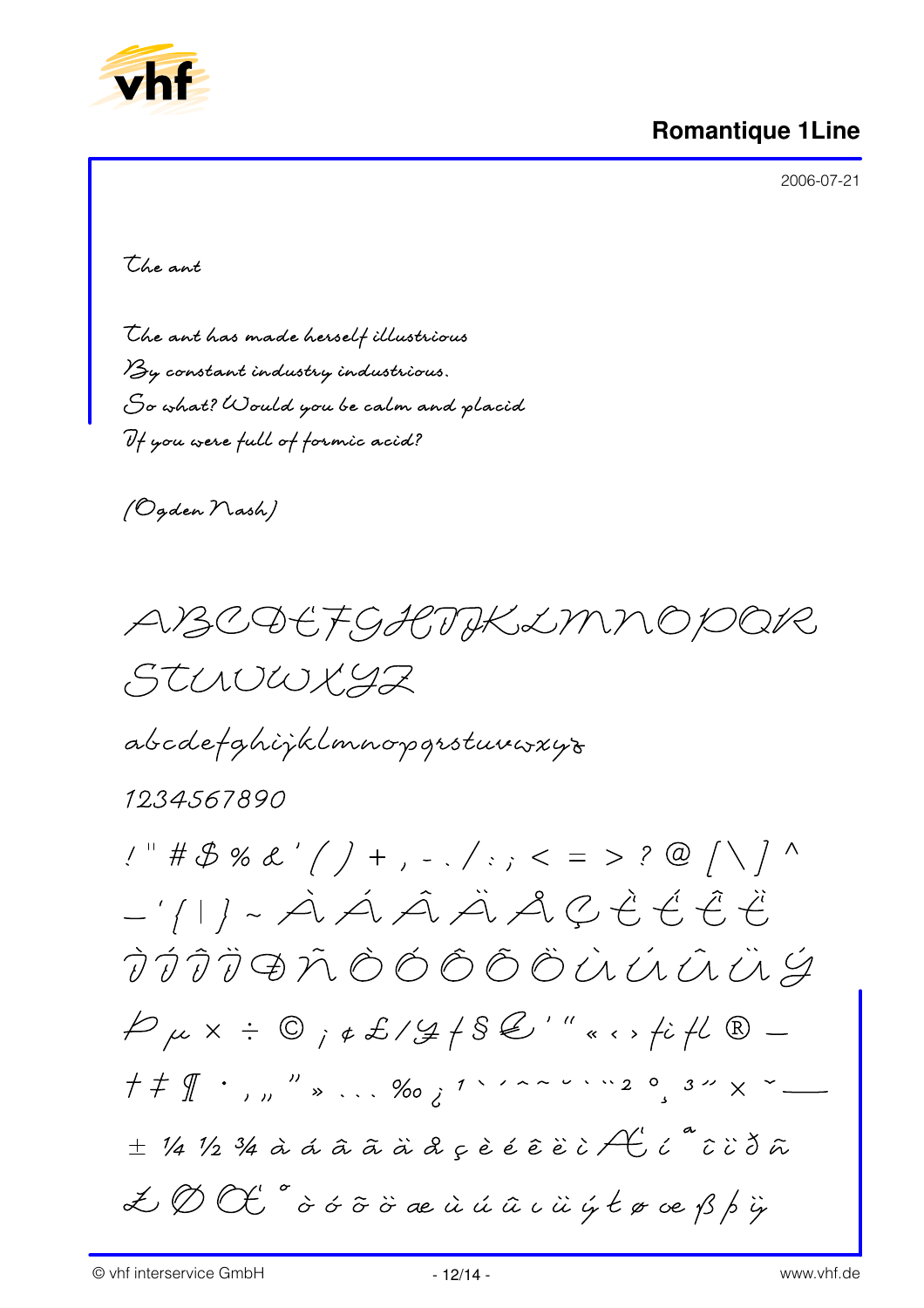# Romantique 1Line

2006-07-21

The ant

The ant has made herself illustrious
By constant industry industrious.
So what? Would you be calm and placid
If you were full of formic acid?

(Ogden Nash)

ABCDEFGHIJKLMNOPQR
STUVWXYZ

abcdefghijklmnopqrstuvwxyz

1234567890

! " # $ % & ' ( ) + , - . / : ; < = > ? @ [ \ ] ^
_ ` { | } ~ À Á Â Ä Å Ç È É Ê Ë
Ì Í Î Ï Ð Ñ Ò Ó Ô Õ Ö Ù Ú Û Ü Ý
Þ µ × ÷ © ¡ ¢ £ / ¥ ƒ § € ' " « ‹ › ﬁ ﬂ ® –
† ‡ ¶ · , „ " » … ‰ ¿ ¹ ` ´ ˆ ˜ ˘ ˙ ¨ ² ˚ ¸ ³ ˝ × ˇ —
± ¼ ½ ¾ à á â ã ä å ç è é ê ë ì Æ í ª î ï ð ñ
Ł Ø Œ º ò ó ô õ ö æ ù ú û ı ü ý ŀ ø œ ß þ ÿ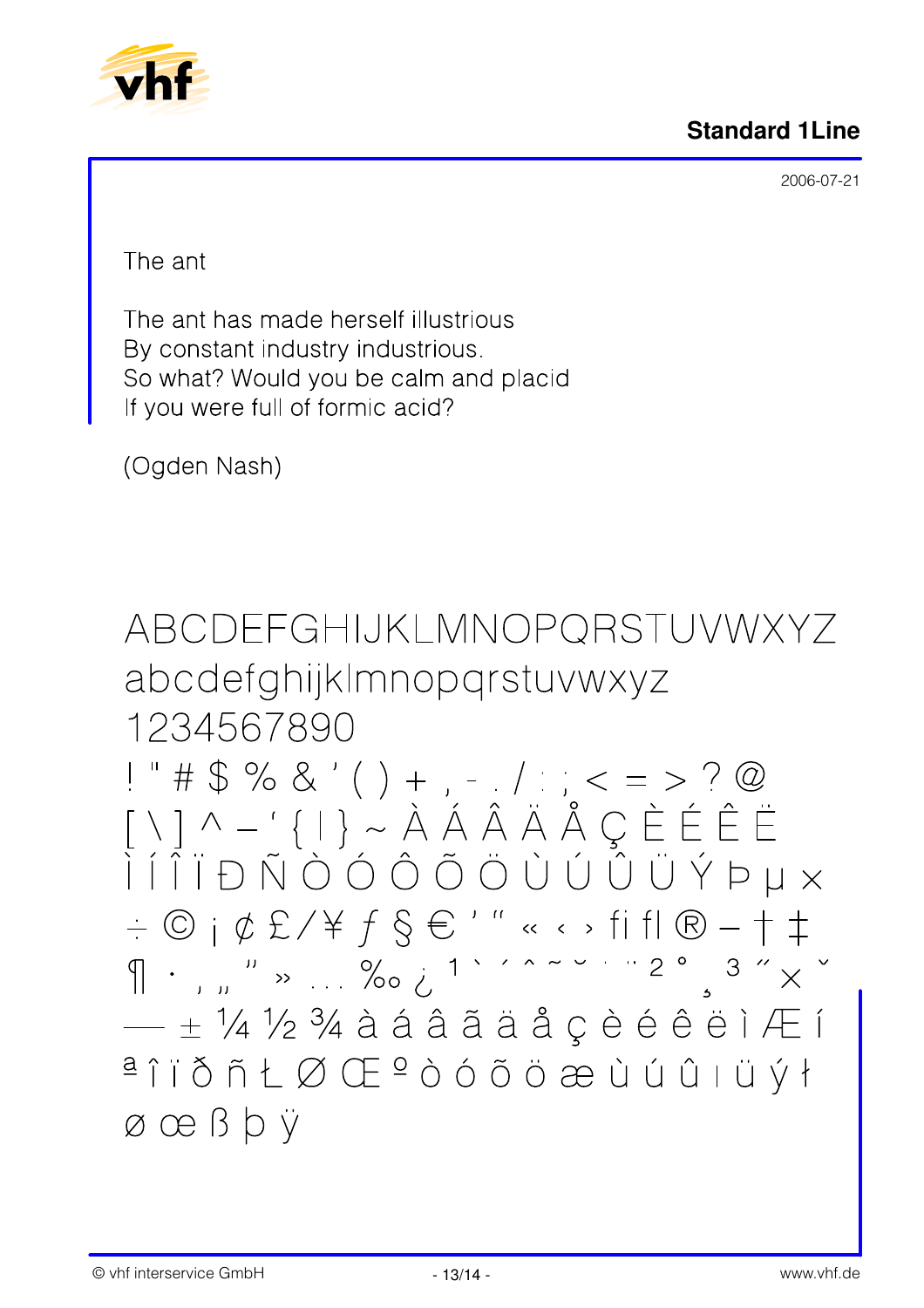Standard 1Line

2006-07-21

The ant

The ant has made herself illustrious
By constant industry industrious.
So what? Would you be calm and placid
If you were full of formic acid?

(Ogden Nash)

ABCDEFGHIJKLMNOPQRSTUVWXYZ
abcdefghijklmnopqrstuvwxyz
1234567890
! " # $ % & ' ( ) + , - . / : ; < = > ? @
[ \ ] ^ – ' { | } ~ À Á Â Ä Å Ç È É Ê Ë
Ì Í Î Ï Đ Ñ Ò Ó Ô Õ Ö Ù Ú Û Ü Ý Þ µ ×
÷ © ¡ ¢ £ / ¥ ƒ § € ' " « ‹ › ﬁ ﬂ ® – † ‡
¶ · ‚ „ " » … ‰ ¿ ¹ ` ´ ˆ ˜ ˘ ˙ ¨ ² ° ¸ ³ ˝ × ˇ
— ± ¼ ½ ¾ à á â ã ä å ç è é ê ë ì Æ í
ª î ï ð ñ Ł Ø Œ º ò ó õ ö æ ù ú û ı ü ý ł
ø œ ß þ ÿ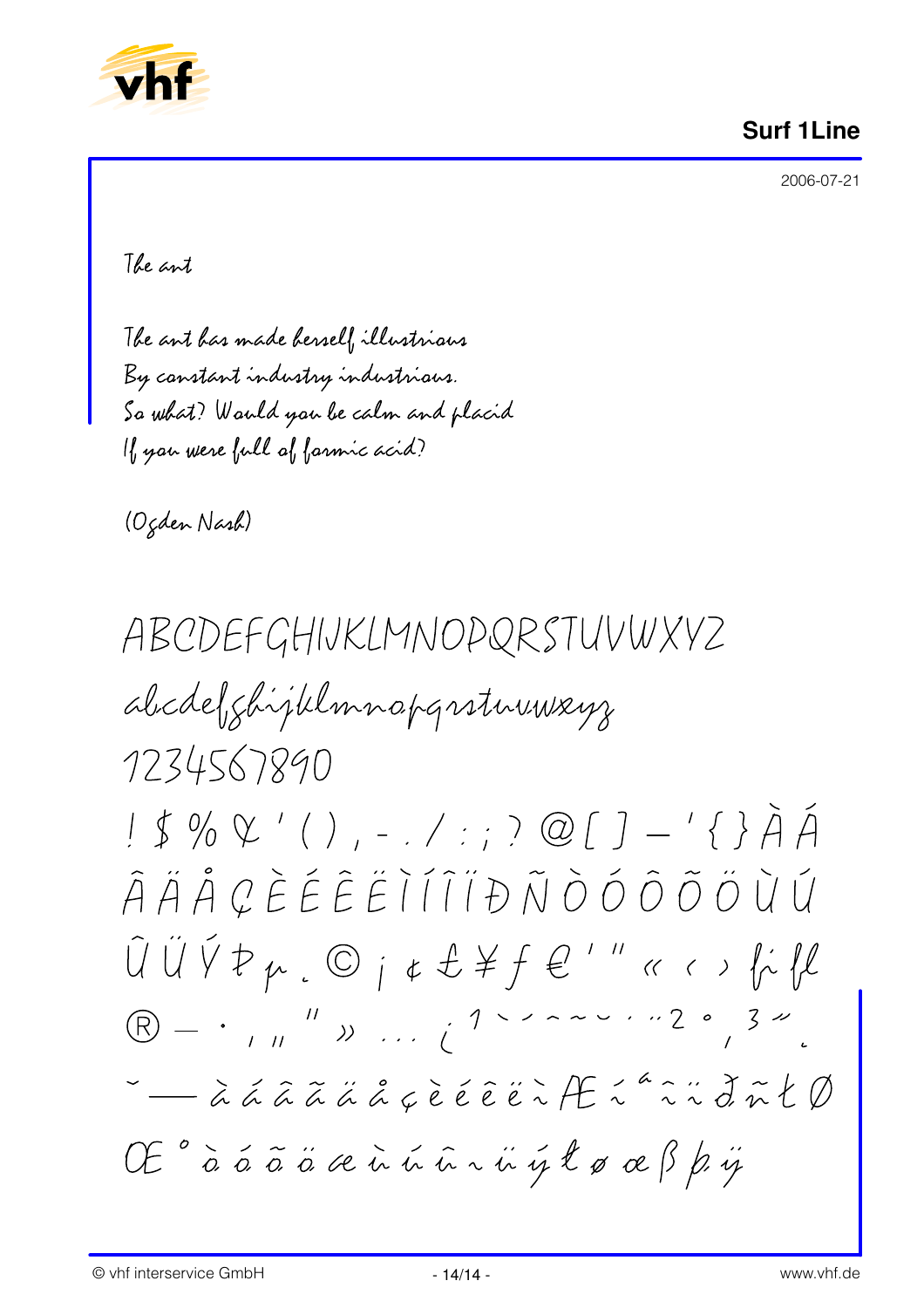# Surf 1Line

2006-07-21

The ant

The ant has made herself illustrious
By constant industry industrious.
So what? Would you be calm and placid
If you were full of formic acid?

(Ogden Nash)

ABCDEFGHIJKLMNOPQRSTUVWXYZ

abcdefghijklmnopqrstuvwxyz

1234567890

! $ % & ' ( ) , - . / : ; ? @ [ ] – ' { } À Á

Â Ä Å Ç È É Ê Ë Ì Í Î Ï Đ Ñ Ò Ó Ô Õ Ö Ù Ú

Û Ü Ý Þ µ . © ¡ ¢ £ ¥ ƒ € ' " « ‹ › fi fl

® — · ‚ „ " » … ¿ ¹ ` ´ ˆ ˜ ˘ ˙ ¨ ² ° ¸ ³ ˝ ˛

ˇ — à á â ã ä å ç è é ê ë ì Æ í ª î ï ð ñ ł Ø

Œ º ò ó ô õ ö œ ù ú û ¬ ü ý ŀ ø æ ß þ ÿ